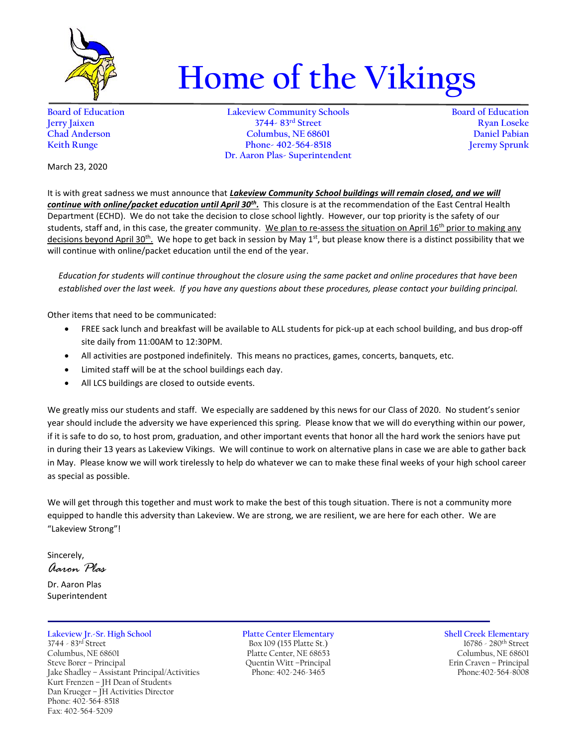# Home of the Vikings

**Board of Education**
Jerry Jaixen
Chad Anderson
Keith Runge

**Lakeview Community Schools**
3744- 83rd Street
Columbus, NE 68601
Phone- 402-564-8518
Dr. Aaron Plas- Superintendent

**Board of Education**
Ryan Loseke
Daniel Pabian
Jeremy Sprunk

March 23, 2020

It is with great sadness we must announce that ***Lakeview Community School buildings will remain closed, and we will continue with online/packet education until April 30th.*** This closure is at the recommendation of the East Central Health Department (ECHD). We do not take the decision to close school lightly. However, our top priority is the safety of our students, staff and, in this case, the greater community. We plan to re-assess the situation on April 16th prior to making any decisions beyond April 30th. We hope to get back in session by May 1st, but please know there is a distinct possibility that we will continue with online/packet education until the end of the year.

*Education for students will continue throughout the closure using the same packet and online procedures that have been established over the last week. If you have any questions about these procedures, please contact your building principal.*

Other items that need to be communicated:

- FREE sack lunch and breakfast will be available to ALL students for pick-up at each school building, and bus drop-off site daily from 11:00AM to 12:30PM.
- All activities are postponed indefinitely. This means no practices, games, concerts, banquets, etc.
- Limited staff will be at the school buildings each day.
- All LCS buildings are closed to outside events.

We greatly miss our students and staff. We especially are saddened by this news for our Class of 2020. No student's senior year should include the adversity we have experienced this spring. Please know that we will do everything within our power, if it is safe to do so, to host prom, graduation, and other important events that honor all the hard work the seniors have put in during their 13 years as Lakeview Vikings. We will continue to work on alternative plans in case we are able to gather back in May. Please know we will work tirelessly to help do whatever we can to make these final weeks of your high school career as special as possible.

We will get through this together and must work to make the best of this tough situation. There is not a community more equipped to handle this adversity than Lakeview. We are strong, we are resilient, we are here for each other. We are "Lakeview Strong"!

Sincerely,
*Aaron Plas*

Dr. Aaron Plas
Superintendent

**Lakeview Jr.-Sr. High School**
3744 - 83rd Street
Columbus, NE 68601
Steve Borer – Principal
Jake Shadley – Assistant Principal/Activities
Kurt Frenzen – JH Dean of Students
Dan Krueger – JH Activities Director
Phone: 402-564-8518
Fax: 402-564-5209

**Platte Center Elementary**
Box 109 (155 Platte St.)
Platte Center, NE 68653
Quentin Witt –Principal
Phone: 402-246-3465

**Shell Creek Elementary**
16786 - 280th Street
Columbus, NE 68601
Erin Craven – Principal
Phone:402-564-8008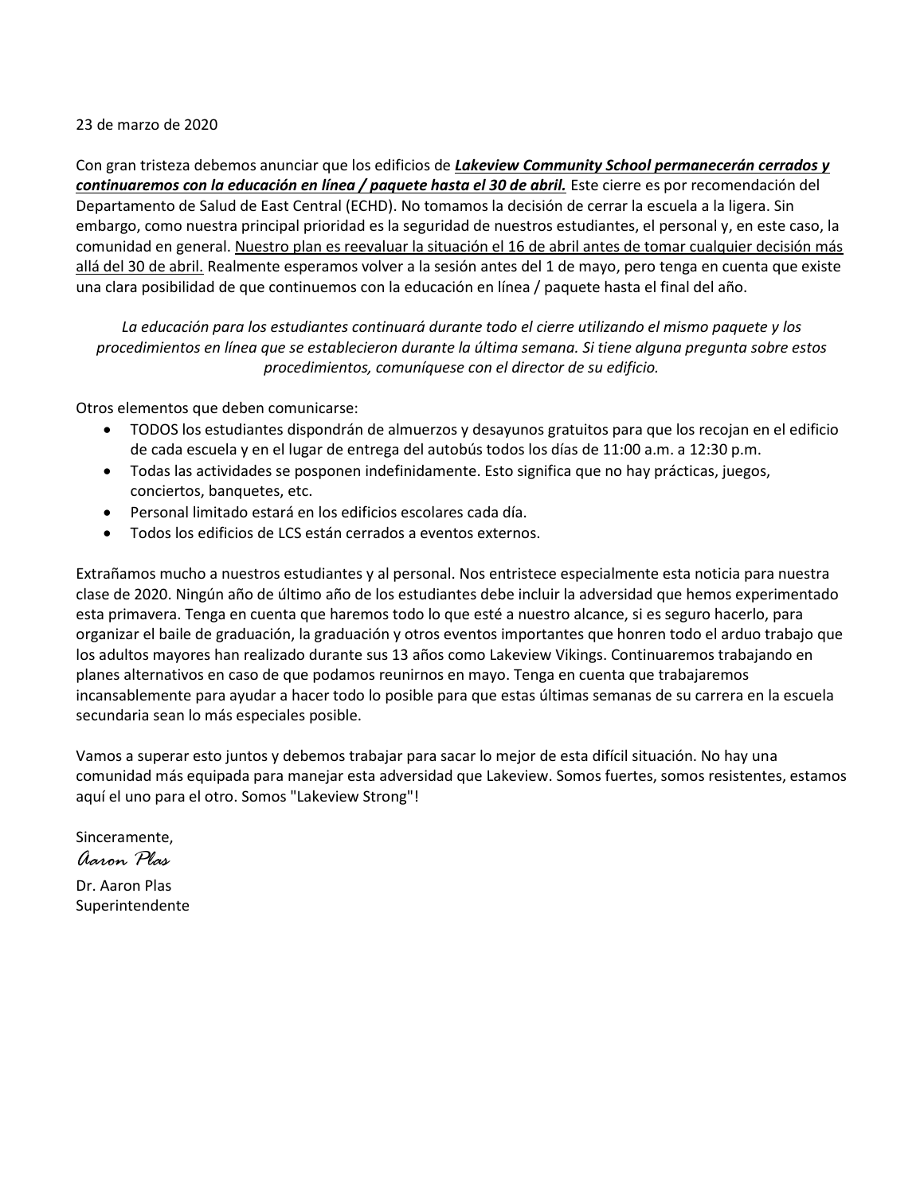23 de marzo de 2020

Con gran tristeza debemos anunciar que los edificios de ***Lakeview Community School permanecerán cerrados y continuaremos con la educación en línea / paquete hasta el 30 de abril.*** Este cierre es por recomendación del Departamento de Salud de East Central (ECHD). No tomamos la decisión de cerrar la escuela a la ligera. Sin embargo, como nuestra principal prioridad es la seguridad de nuestros estudiantes, el personal y, en este caso, la comunidad en general. Nuestro plan es reevaluar la situación el 16 de abril antes de tomar cualquier decisión más allá del 30 de abril. Realmente esperamos volver a la sesión antes del 1 de mayo, pero tenga en cuenta que existe una clara posibilidad de que continuemos con la educación en línea / paquete hasta el final del año.

*La educación para los estudiantes continuará durante todo el cierre utilizando el mismo paquete y los procedimientos en línea que se establecieron durante la última semana. Si tiene alguna pregunta sobre estos procedimientos, comuníquese con el director de su edificio.*

Otros elementos que deben comunicarse:

- TODOS los estudiantes dispondrán de almuerzos y desayunos gratuitos para que los recojan en el edificio de cada escuela y en el lugar de entrega del autobús todos los días de 11:00 a.m. a 12:30 p.m.
- Todas las actividades se posponen indefinidamente. Esto significa que no hay prácticas, juegos, conciertos, banquetes, etc.
- Personal limitado estará en los edificios escolares cada día.
- Todos los edificios de LCS están cerrados a eventos externos.

Extrañamos mucho a nuestros estudiantes y al personal. Nos entristece especialmente esta noticia para nuestra clase de 2020. Ningún año de último año de los estudiantes debe incluir la adversidad que hemos experimentado esta primavera. Tenga en cuenta que haremos todo lo que esté a nuestro alcance, si es seguro hacerlo, para organizar el baile de graduación, la graduación y otros eventos importantes que honren todo el arduo trabajo que los adultos mayores han realizado durante sus 13 años como Lakeview Vikings. Continuaremos trabajando en planes alternativos en caso de que podamos reunirnos en mayo. Tenga en cuenta que trabajaremos incansablemente para ayudar a hacer todo lo posible para que estas últimas semanas de su carrera en la escuela secundaria sean lo más especiales posible.

Vamos a superar esto juntos y debemos trabajar para sacar lo mejor de esta difícil situación. No hay una comunidad más equipada para manejar esta adversidad que Lakeview. Somos fuertes, somos resistentes, estamos aquí el uno para el otro. Somos "Lakeview Strong"!

Sinceramente,

*Aaron Plas*

Dr. Aaron Plas
Superintendente